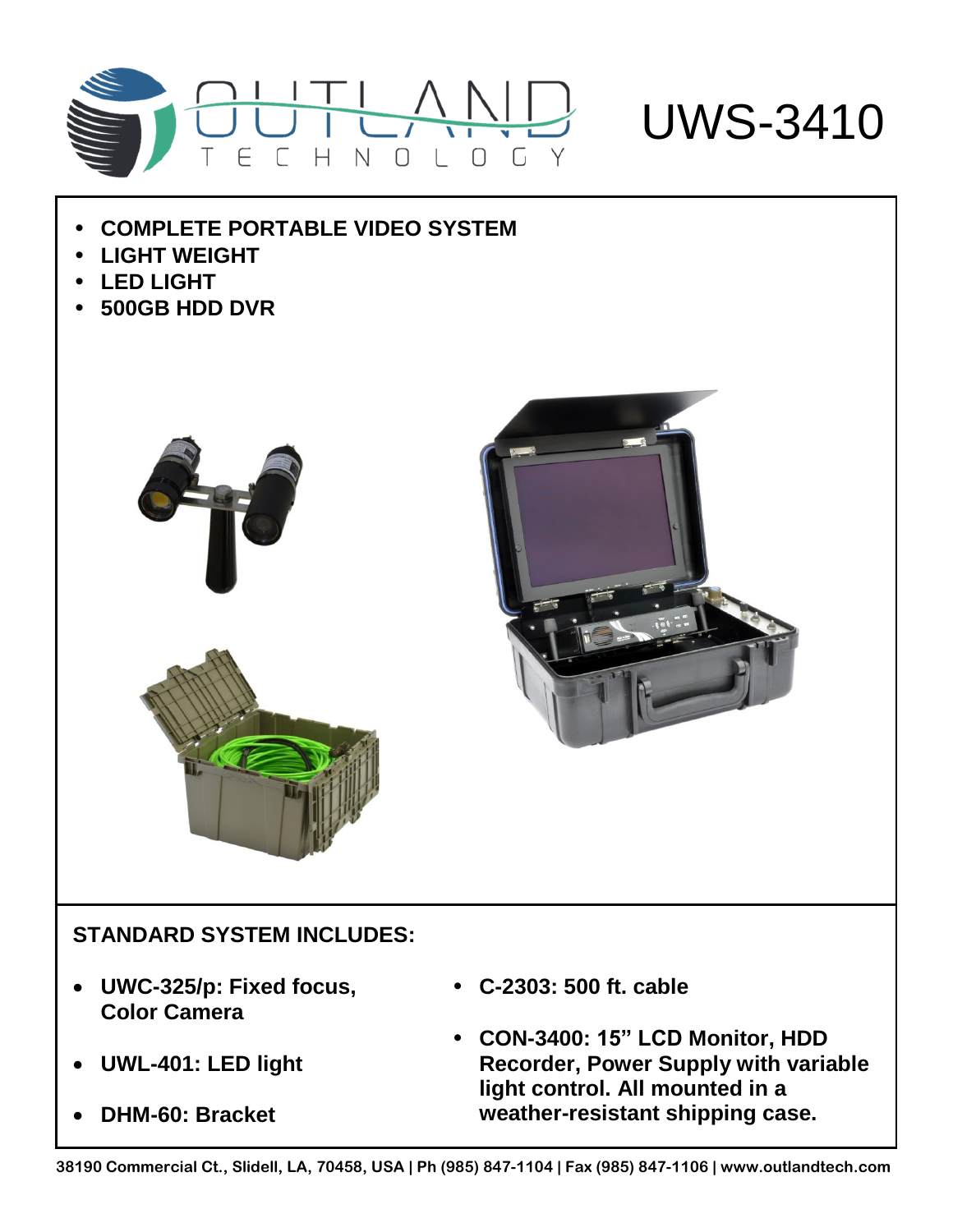# UWS-3410

- **COMPLETE PORTABLE VIDEO SYSTEM**
- **LIGHT WEIGHT**
- **LED LIGHT**
- **500GB HDD DVR**

## STANDARD SYSTEM INCLUDES:

- **UWC-325/p: Fixed focus, Color Camera**
- **UWL-401: LED light**
- **DHM-60: Bracket**
- **C-2303: 500 ft. cable**
- **CON-3400: 15" LCD Monitor, HDD Recorder, Power Supply with variable light control. All mounted in a weather-resistant shipping case.**

38190 Commercial Ct., Slidell, LA, 70458, USA | Ph (985) 847-1104 | Fax (985) 847-1106 | www.outlandtech.com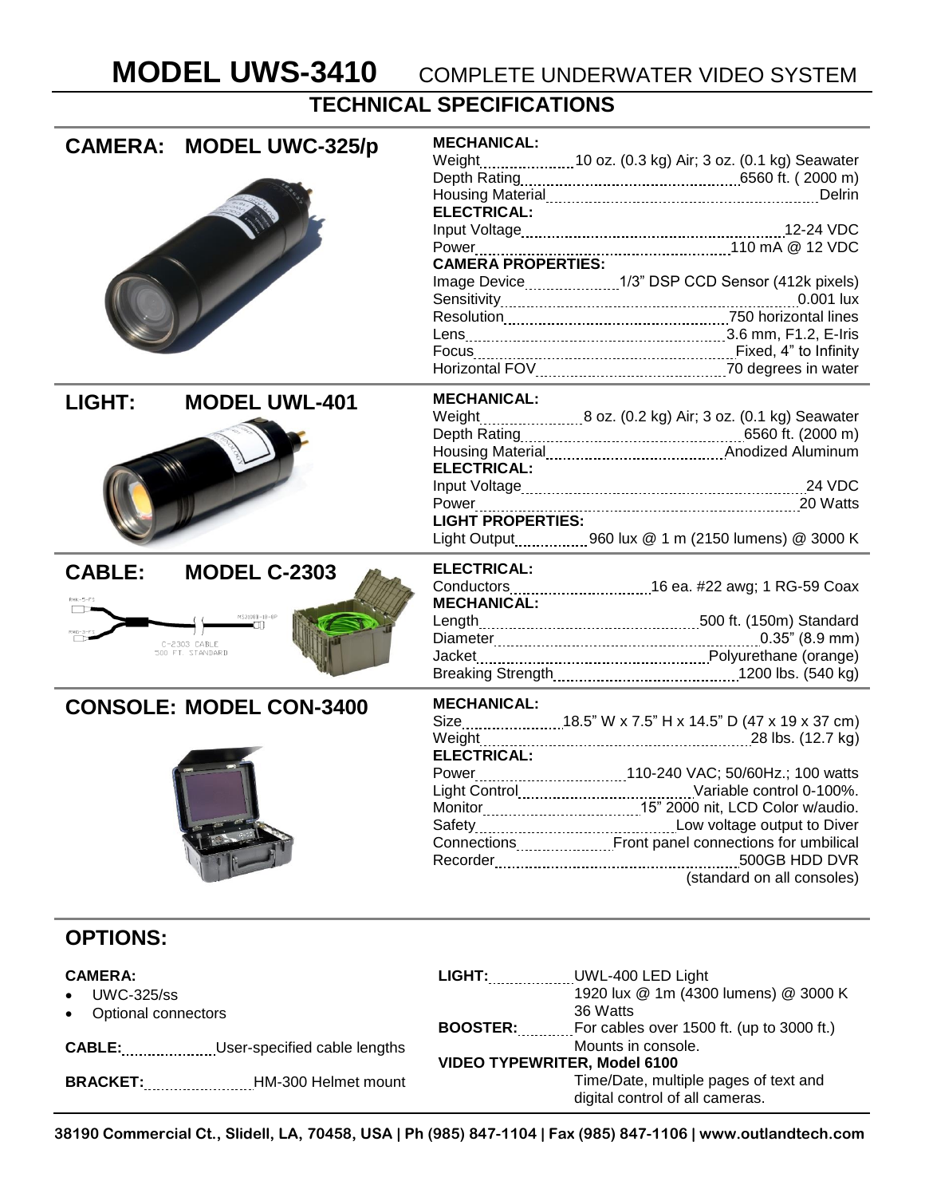# MODEL UWS-3410 COMPLETE UNDERWATER VIDEO SYSTEM

## TECHNICAL SPECIFICATIONS

### CAMERA: MODEL UWC-325/p

**MECHANICAL:**

| | |
|---|---|
| Weight | 10 oz. (0.3 kg) Air; 3 oz. (0.1 kg) Seawater |
| Depth Rating | 6560 ft. ( 2000 m) |
| Housing Material | Delrin |

**ELECTRICAL:**

| | |
|---|---|
| Input Voltage | 12-24 VDC |
| Power | 110 mA @ 12 VDC |

**CAMERA PROPERTIES:**

| | |
|---|---|
| Image Device | 1/3” DSP CCD Sensor (412k pixels) |
| Sensitivity | 0.001 lux |
| Resolution | 750 horizontal lines |
| Lens | 3.6 mm, F1.2, E-Iris |
| Focus | Fixed, 4” to Infinity |
| Horizontal FOV | 70 degrees in water |

### LIGHT: MODEL UWL-401

**MECHANICAL:**

| | |
|---|---|
| Weight | 8 oz. (0.2 kg) Air; 3 oz. (0.1 kg) Seawater |
| Depth Rating | 6560 ft. (2000 m) |
| Housing Material | Anodized Aluminum |

**ELECTRICAL:**

| | |
|---|---|
| Input Voltage | 24 VDC |
| Power | 20 Watts |

**LIGHT PROPERTIES:**

| | |
|---|---|
| Light Output | 960 lux @ 1 m (2150 lumens) @ 3000 K |

### CABLE: MODEL C-2303

**ELECTRICAL:**

| | |
|---|---|
| Conductors | 16 ea. #22 awg; 1 RG-59 Coax |

**MECHANICAL:**

| | |
|---|---|
| Length | 500 ft. (150m) Standard |
| Diameter | 0.35” (8.9 mm) |
| Jacket | Polyurethane (orange) |
| Breaking Strength | 1200 lbs. (540 kg) |

### CONSOLE: MODEL CON-3400

**MECHANICAL:**

| | |
|---|---|
| Size | 18.5” W x 7.5” H x 14.5” D (47 x 19 x 37 cm) |
| Weight | 28 lbs. (12.7 kg) |

**ELECTRICAL:**

| | |
|---|---|
| Power | 110-240 VAC; 50/60Hz.; 100 watts |
| Light Control | Variable control 0-100%. |
| Monitor | 15” 2000 nit, LCD Color w/audio. |
| Safety | Low voltage output to Diver |
| Connections | Front panel connections for umbilical |
| Recorder | 500GB HDD DVR (standard on all consoles) |

## OPTIONS:

**CAMERA:**

- UWC-325/ss
- Optional connectors

**CABLE:** User-specified cable lengths

**BRACKET:** HM-300 Helmet mount

**LIGHT:** UWL-400 LED Light
1920 lux @ 1m (4300 lumens) @ 3000 K
36 Watts

**BOOSTER:** For cables over 1500 ft. (up to 3000 ft.)
Mounts in console.

**VIDEO TYPEWRITER, Model 6100**
Time/Date, multiple pages of text and digital control of all cameras.

38190 Commercial Ct., Slidell, LA, 70458, USA | Ph (985) 847-1104 | Fax (985) 847-1106 | www.outlandtech.com